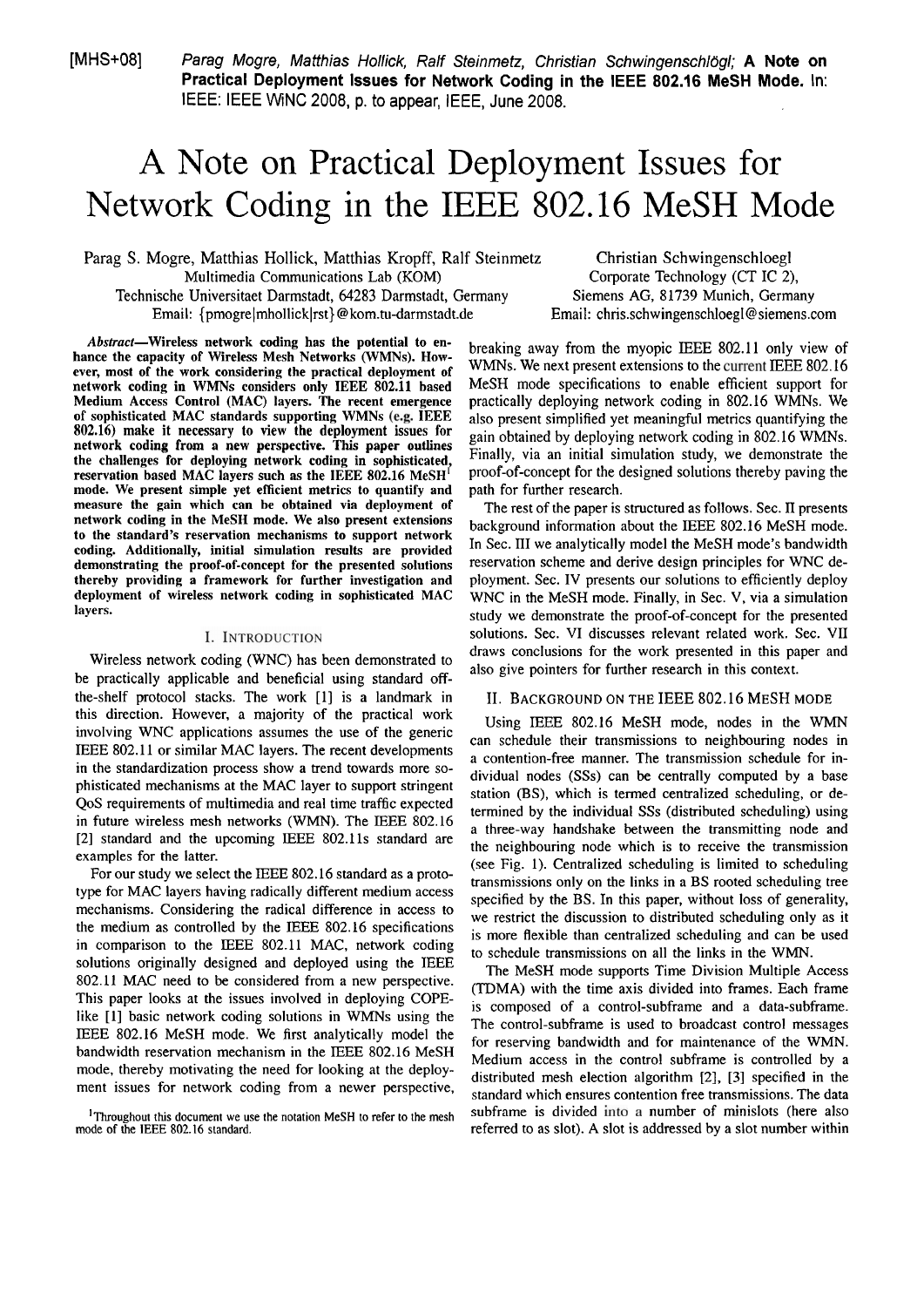[MHS+08] *Parag Mogre, Matthias Hollick, Ralf Steinmetz, Christian Schwingenschlögl;* **A Note on Practical Deployment Issues for Network Coding in the IEEE 802.16 MeSH Mode.** In: IEEE: IEEE WiNC 2008, p. to appear, IEEE, June 2008.

# A Note on Practical Deployment Issues for Network Coding in the IEEE 802.16 MeSH Mode

Parag S. Mogre, Matthias Hollick, Matthias Kropff, Ralf Steinmetz
Multimedia Communications Lab (KOM)
Technische Universitaet Darmstadt, 64283 Darmstadt, Germany
Email: {pmogre|mhollick|rst}@kom.tu-darmstadt.de

Christian Schwingenschloegl
Corporate Technology (CT IC 2),
Siemens AG, 81739 Munich, Germany
Email: chris.schwingenschloegl@siemens.com

***Abstract*—Wireless network coding has the potential to enhance the capacity of Wireless Mesh Networks (WMNs). However, most of the work considering the practical deployment of network coding in WMNs considers only IEEE 802.11 based Medium Access Control (MAC) layers. The recent emergence of sophisticated MAC standards supporting WMNs (e.g. IEEE 802.16) make it necessary to view the deployment issues for network coding from a new perspective. This paper outlines the challenges for deploying network coding in sophisticated, reservation based MAC layers such as the IEEE 802.16 MeSH[1] mode. We present simple yet efficient metrics to quantify and measure the gain which can be obtained via deployment of network coding in the MeSH mode. We also present extensions to the standard's reservation mechanisms to support network coding. Additionally, initial simulation results are provided demonstrating the proof-of-concept for the presented solutions thereby providing a framework for further investigation and deployment of wireless network coding in sophisticated MAC layers.**

## I. Introduction

Wireless network coding (WNC) has been demonstrated to be practically applicable and beneficial using standard off-the-shelf protocol stacks. The work [1] is a landmark in this direction. However, a majority of the practical work involving WNC applications assumes the use of the generic IEEE 802.11 or similar MAC layers. The recent developments in the standardization process show a trend towards more sophisticated mechanisms at the MAC layer to support stringent QoS requirements of multimedia and real time traffic expected in future wireless mesh networks (WMN). The IEEE 802.16 [2] standard and the upcoming IEEE 802.11s standard are examples for the latter.

For our study we select the IEEE 802.16 standard as a prototype for MAC layers having radically different medium access mechanisms. Considering the radical difference in access to the medium as controlled by the IEEE 802.16 specifications in comparison to the IEEE 802.11 MAC, network coding solutions originally designed and deployed using the IEEE 802.11 MAC need to be considered from a new perspective. This paper looks at the issues involved in deploying COPE-like [1] basic network coding solutions in WMNs using the IEEE 802.16 MeSH mode. We first analytically model the bandwidth reservation mechanism in the IEEE 802.16 MeSH mode, thereby motivating the need for looking at the deployment issues for network coding from a newer perspective, breaking away from the myopic IEEE 802.11 only view of WMNs. We next present extensions to the current IEEE 802.16 MeSH mode specifications to enable efficient support for practically deploying network coding in 802.16 WMNs. We also present simplified yet meaningful metrics quantifying the gain obtained by deploying network coding in 802.16 WMNs. Finally, via an initial simulation study, we demonstrate the proof-of-concept for the designed solutions thereby paving the path for further research.

The rest of the paper is structured as follows. Sec. II presents background information about the IEEE 802.16 MeSH mode. In Sec. III we analytically model the MeSH mode's bandwidth reservation scheme and derive design principles for WNC deployment. Sec. IV presents our solutions to efficiently deploy WNC in the MeSH mode. Finally, in Sec. V, via a simulation study we demonstrate the proof-of-concept for the presented solutions. Sec. VI discusses relevant related work. Sec. VII draws conclusions for the work presented in this paper and also give pointers for further research in this context.

## II. Background on the IEEE 802.16 MeSH mode

Using IEEE 802.16 MeSH mode, nodes in the WMN can schedule their transmissions to neighbouring nodes in a contention-free manner. The transmission schedule for individual nodes (SSs) can be centrally computed by a base station (BS), which is termed centralized scheduling, or determined by the individual SSs (distributed scheduling) using a three-way handshake between the transmitting node and the neighbouring node which is to receive the transmission (see Fig. 1). Centralized scheduling is limited to scheduling transmissions only on the links in a BS rooted scheduling tree specified by the BS. In this paper, without loss of generality, we restrict the discussion to distributed scheduling only as it is more flexible than centralized scheduling and can be used to schedule transmissions on all the links in the WMN.

The MeSH mode supports Time Division Multiple Access (TDMA) with the time axis divided into frames. Each frame is composed of a control-subframe and a data-subframe. The control-subframe is used to broadcast control messages for reserving bandwidth and for maintenance of the WMN. Medium access in the control subframe is controlled by a distributed mesh election algorithm [2], [3] specified in the standard which ensures contention free transmissions. The data subframe is divided into a number of minislots (here also referred to as slot). A slot is addressed by a slot number within

[1]Throughout this document we use the notation MeSH to refer to the mesh mode of the IEEE 802.16 standard.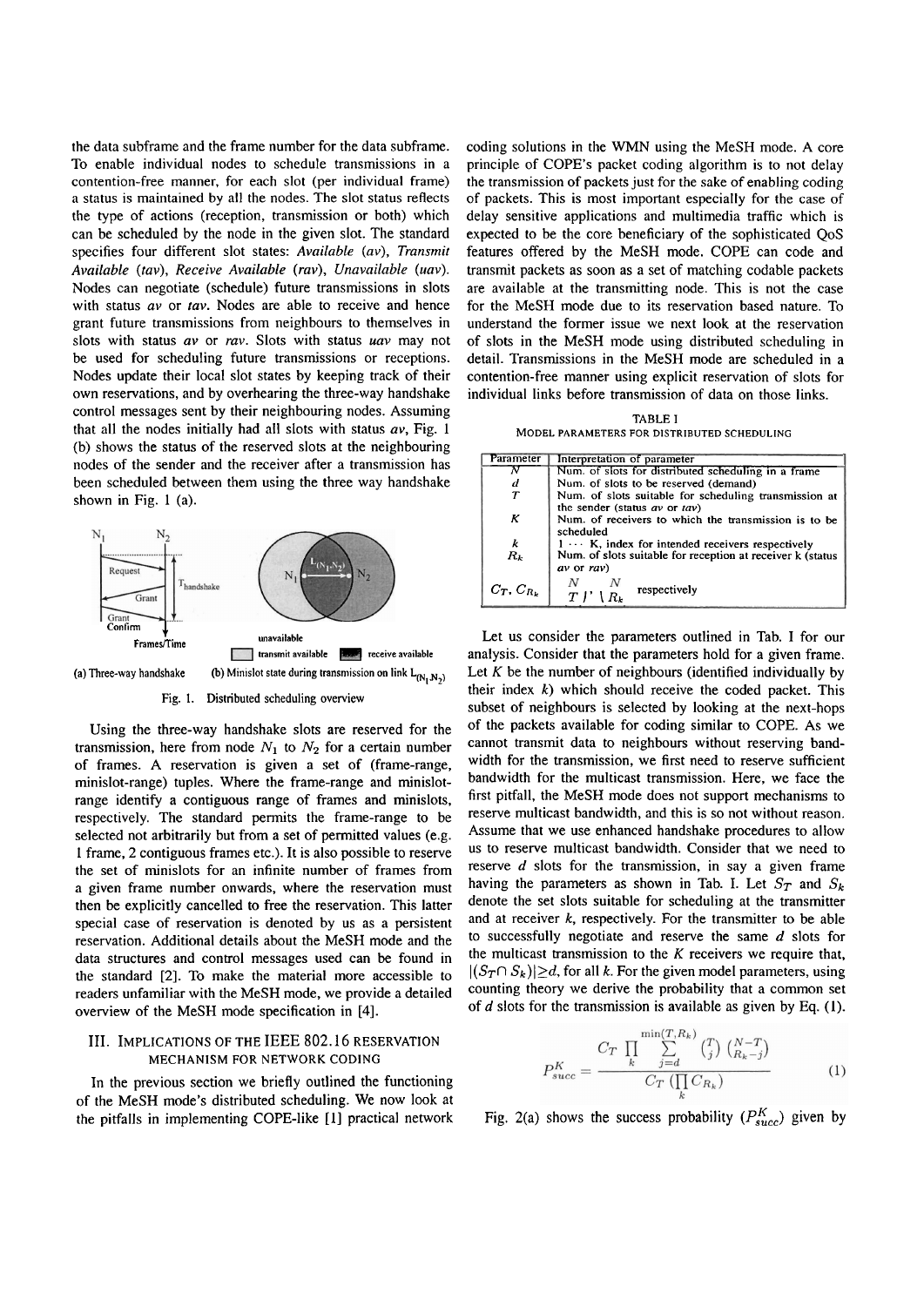the data subframe and the frame number for the data subframe. To enable individual nodes to schedule transmissions in a contention-free manner, for each slot (per individual frame) a status is maintained by all the nodes. The slot status reflects the type of actions (reception, transmission or both) which can be scheduled by the node in the given slot. The standard specifies four different slot states: *Available* (*av*), *Transmit Available* (*tav*), *Receive Available* (*rav*), *Unavailable* (*uav*). Nodes can negotiate (schedule) future transmissions in slots with status *av* or *tav*. Nodes are able to receive and hence grant future transmissions from neighbours to themselves in slots with status *av* or *rav*. Slots with status *uav* may not be used for scheduling future transmissions or receptions. Nodes update their local slot states by keeping track of their own reservations, and by overhearing the three-way handshake control messages sent by their neighbouring nodes. Assuming that all the nodes initially had all slots with status *av*, Fig. 1 (b) shows the status of the reserved slots at the neighbouring nodes of the sender and the receiver after a transmission has been scheduled between them using the three way handshake shown in Fig. 1 (a).

(a) Three-way handshake (b) Minislot state during transmission on link $L_{(N_1,N_2)}$

Fig. 1. Distributed scheduling overview

Using the three-way handshake slots are reserved for the transmission, here from node $N_1$ to $N_2$ for a certain number of frames. A reservation is given a set of (frame-range, minislot-range) tuples. Where the frame-range and minislot-range identify a contiguous range of frames and minislots, respectively. The standard permits the frame-range to be selected not arbitrarily but from a set of permitted values (e.g. 1 frame, 2 contiguous frames etc.). It is also possible to reserve the set of minislots for an infinite number of frames from a given frame number onwards, where the reservation must then be explicitly cancelled to free the reservation. This latter special case of reservation is denoted by us as a persistent reservation. Additional details about the MeSH mode and the data structures and control messages used can be found in the standard [2]. To make the material more accessible to readers unfamiliar with the MeSH mode, we provide a detailed overview of the MeSH mode specification in [4].

## III. Implications of the IEEE 802.16 Reservation Mechanism for Network Coding

In the previous section we briefly outlined the functioning of the MeSH mode's distributed scheduling. We now look at the pitfalls in implementing COPE-like [1] practical network coding solutions in the WMN using the MeSH mode. A core principle of COPE's packet coding algorithm is to not delay the transmission of packets just for the sake of enabling coding of packets. This is most important especially for the case of delay sensitive applications and multimedia traffic which is expected to be the core beneficiary of the sophisticated QoS features offered by the MeSH mode. COPE can code and transmit packets as soon as a set of matching codable packets are available at the transmitting node. This is not the case for the MeSH mode due to its reservation based nature. To understand the former issue we next look at the reservation of slots in the MeSH mode using distributed scheduling in detail. Transmissions in the MeSH mode are scheduled in a contention-free manner using explicit reservation of slots for individual links before transmission of data on those links.

TABLE I
Model parameters for distributed scheduling

| Parameter | Interpretation of parameter |
|---|---|
| $N$ | Num. of slots for distributed scheduling in a frame |
| $d$ | Num. of slots to be reserved (demand) |
| $T$ | Num. of slots suitable for scheduling transmission at the sender (status *av* or *tav*) |
| $K$ | Num. of receivers to which the transmission is to be scheduled |
| $k$ | $1 \cdots$ K, index for intended receivers respectively |
| $R_k$ | Num. of slots suitable for reception at receiver k (status *av* or *rav*) |
| $C_T$, $C_{R_k}$ | $\binom{N}{T}$, $\binom{N}{R_k}$ respectively |

Let us consider the parameters outlined in Tab. I for our analysis. Consider that the parameters hold for a given frame. Let $K$ be the number of neighbours (identified individually by their index $k$) which should receive the coded packet. This subset of neighbours is selected by looking at the next-hops of the packets available for coding similar to COPE. As we cannot transmit data to neighbours without reserving bandwidth for the transmission, we first need to reserve sufficient bandwidth for the multicast transmission. Here, we face the first pitfall, the MeSH mode does not support mechanisms to reserve multicast bandwidth, and this is so not without reason. Assume that we use enhanced handshake procedures to allow us to reserve multicast bandwidth. Consider that we need to reserve $d$ slots for the transmission, in say a given frame having the parameters as shown in Tab. I. Let $S_T$ and $S_k$ denote the set slots suitable for scheduling at the transmitter and at receiver $k$, respectively. For the transmitter to be able to successfully negotiate and reserve the same $d$ slots for the multicast transmission to the $K$ receivers we require that, $|(S_T \cap S_k)| \geq d$, for all $k$. For the given model parameters, using counting theory we derive the probability that a common set of $d$ slots for the transmission is available as given by Eq. (1).

$$P^K_{succ} = \frac{C_T \prod_k \sum_{j=d}^{\min(T,R_k)} \binom{T}{j}\binom{N-T}{R_k-j}}{C_T \left(\prod_k C_{R_k}\right)} \qquad (1)$$

Fig. 2(a) shows the success probability ($P^K_{succ}$) given by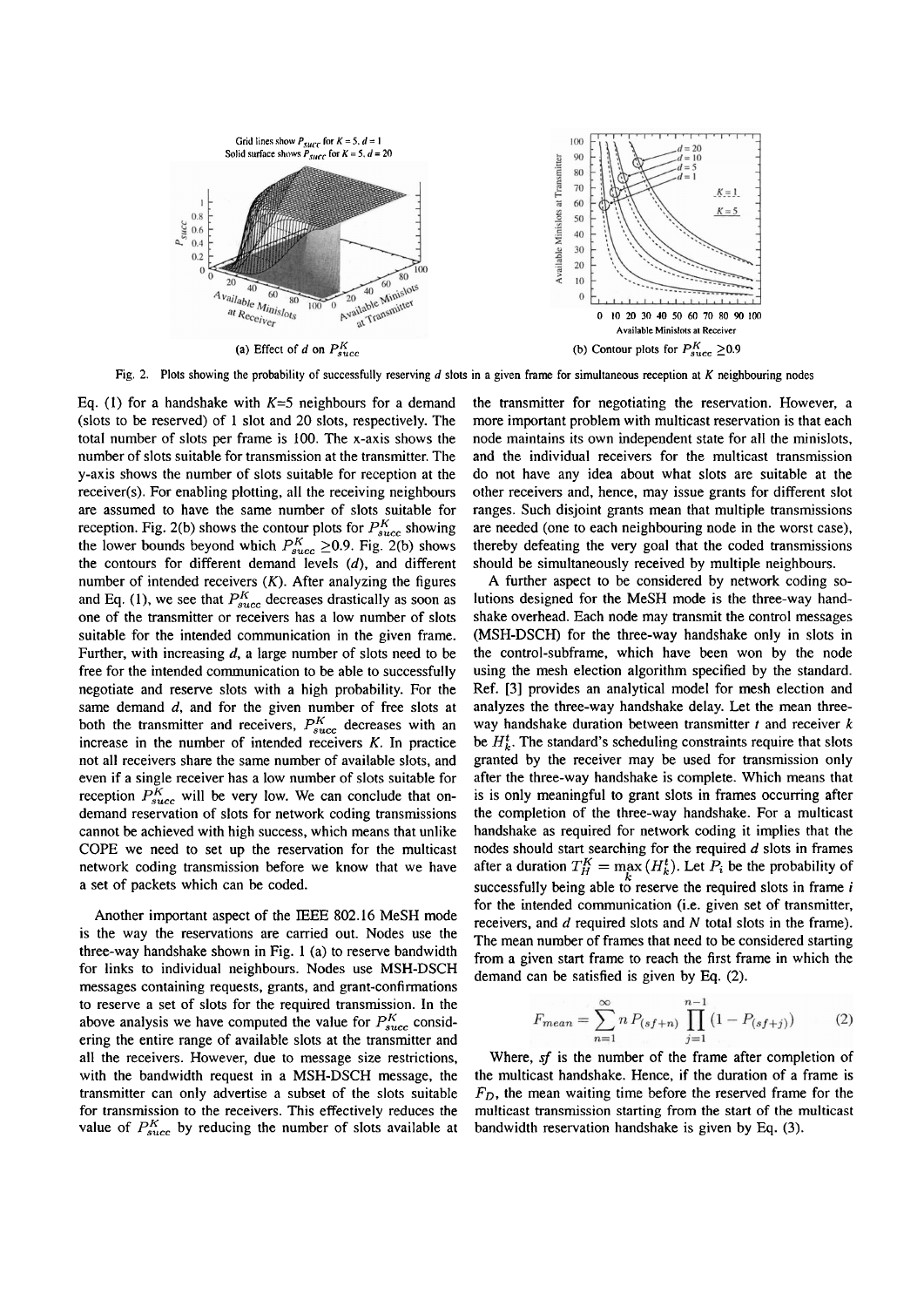Grid lines show $P_{succ}$ for $K = 5$, $d = 1$

Solid surface shows $P_{succ}$ for $K = 5$, $d = 20$

$P_{succ}$

1
0.8
0.6
0.4
0.2
0

20 40 60 80 100

Available Minislots at Receiver

0 20 40 60 80 100

Available Minislots at Transmitter

(a) Effect of $d$ on $P_{succ}^K$

Available Minislots at Transmitter

100
90
80
70
60
50
40
30
20
10
0

$d = 20$
$d = 10$
$d = 5$
$d = 1$

$K = 1$
$K = 5$

0 10 20 30 40 50 60 70 80 90 100

Available Minislots at Receiver

(b) Contour plots for $P_{succ}^K \geq 0.9$

Fig. 2. Plots showing the probability of successfully reserving $d$ slots in a given frame for simultaneous reception at $K$ neighbouring nodes

Eq. (1) for a handshake with $K$=5 neighbours for a demand (slots to be reserved) of 1 slot and 20 slots, respectively. The total number of slots per frame is 100. The x-axis shows the number of slots suitable for transmission at the transmitter. The y-axis shows the number of slots suitable for reception at the receiver(s). For enabling plotting, all the receiving neighbours are assumed to have the same number of slots suitable for reception. Fig. 2(b) shows the contour plots for $P_{succ}^K$ showing the lower bounds beyond which $P_{succ}^K \geq 0.9$. Fig. 2(b) shows the contours for different demand levels ($d$), and different number of intended receivers ($K$). After analyzing the figures and Eq. (1), we see that $P_{succ}^K$ decreases drastically as soon as one of the transmitter or receivers has a low number of slots suitable for the intended communication in the given frame. Further, with increasing $d$, a large number of slots need to be free for the intended communication to be able to successfully negotiate and reserve slots with a high probability. For the same demand $d$, and for the given number of free slots at both the transmitter and receivers, $P_{succ}^K$ decreases with an increase in the number of intended receivers $K$. In practice not all receivers share the same number of available slots, and even if a single receiver has a low number of slots suitable for reception $P_{succ}^K$ will be very low. We can conclude that on-demand reservation of slots for network coding transmissions cannot be achieved with high success, which means that unlike COPE we need to set up the reservation for the multicast network coding transmission before we know that we have a set of packets which can be coded.

Another important aspect of the IEEE 802.16 MeSH mode is the way the reservations are carried out. Nodes use the three-way handshake shown in Fig. 1 (a) to reserve bandwidth for links to individual neighbours. Nodes use MSH-DSCH messages containing requests, grants, and grant-confirmations to reserve a set of slots for the required transmission. In the above analysis we have computed the value for $P_{succ}^K$ considering the entire range of available slots at the transmitter and all the receivers. However, due to message size restrictions, with the bandwidth request in a MSH-DSCH message, the transmitter can only advertise a subset of the slots suitable for transmission to the receivers. This effectively reduces the value of $P_{succ}^K$ by reducing the number of slots available at the transmitter for negotiating the reservation. However, a more important problem with multicast reservation is that each node maintains its own independent state for all the minislots, and the individual receivers for the multicast transmission do not have any idea about what slots are suitable at the other receivers and, hence, may issue grants for different slot ranges. Such disjoint grants mean that multiple transmissions are needed (one to each neighbouring node in the worst case), thereby defeating the very goal that the coded transmissions should be simultaneously received by multiple neighbours.

A further aspect to be considered by network coding solutions designed for the MeSH mode is the three-way handshake overhead. Each node may transmit the control messages (MSH-DSCH) for the three-way handshake only in slots in the control-subframe, which have been won by the node using the mesh election algorithm specified by the standard. Ref. [3] provides an analytical model for mesh election and analyzes the three-way handshake delay. Let the mean three-way handshake duration between transmitter $t$ and receiver $k$ be $H_k^t$. The standard's scheduling constraints require that slots granted by the receiver may be used for transmission only after the three-way handshake is complete. Which means that is is only meaningful to grant slots in frames occurring after the completion of the three-way handshake. For a multicast handshake as required for network coding it implies that the nodes should start searching for the required $d$ slots in frames after a duration $T_H^K = \max_k (H_k^t)$. Let $P_i$ be the probability of successfully being able to reserve the required slots in frame $i$ for the intended communication (i.e. given set of transmitter, receivers, and $d$ required slots and $N$ total slots in the frame). The mean number of frames that need to be considered starting from a given start frame to reach the first frame in which the demand can be satisfied is given by Eq. (2).

$$F_{mean} = \sum_{n=1}^{\infty} n \, P_{(sf+n)} \prod_{j=1}^{n-1} (1 - P_{(sf+j)}) \qquad (2)$$

Where, $sf$ is the number of the frame after completion of the multicast handshake. Hence, if the duration of a frame is $F_D$, the mean waiting time before the reserved frame for the multicast transmission starting from the start of the multicast bandwidth reservation handshake is given by Eq. (3).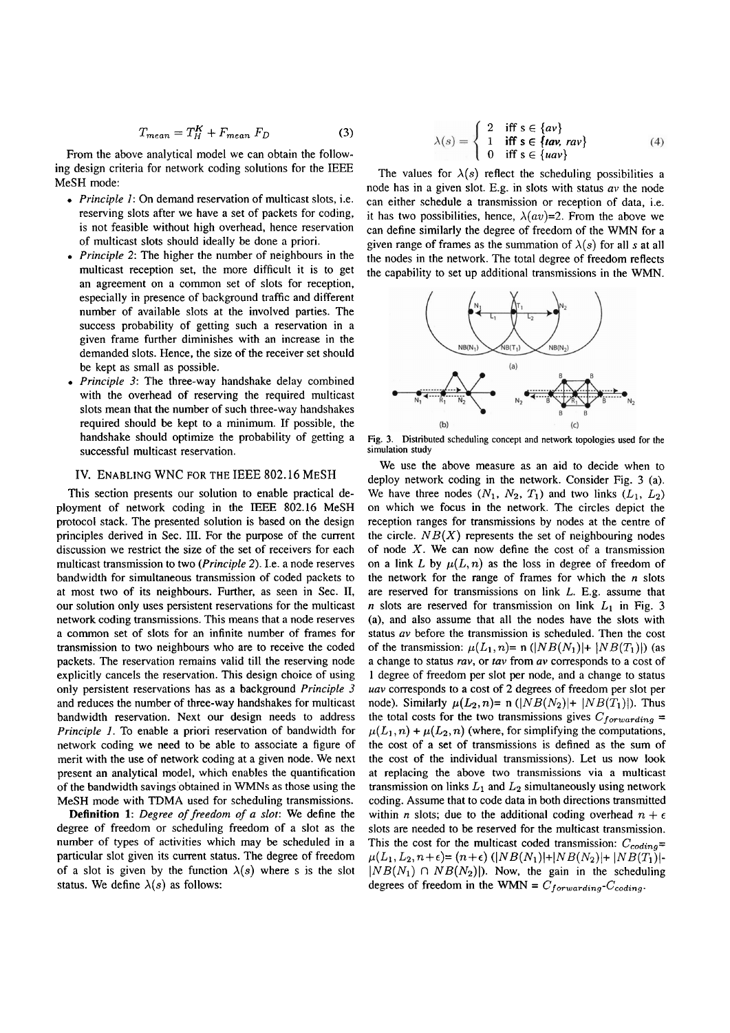$$T_{mean} = T_H^K + F_{mean}\, F_D \tag{3}$$

From the above analytical model we can obtain the following design criteria for network coding solutions for the IEEE MeSH mode:

- *Principle 1*: On demand reservation of multicast slots, i.e. reserving slots after we have a set of packets for coding, is not feasible without high overhead, hence reservation of multicast slots should ideally be done a priori.
- *Principle 2*: The higher the number of neighbours in the multicast reception set, the more difficult it is to get an agreement on a common set of slots for reception, especially in presence of background traffic and different number of available slots at the involved parties. The success probability of getting such a reservation in a given frame further diminishes with an increase in the demanded slots. Hence, the size of the receiver set should be kept as small as possible.
- *Principle 3*: The three-way handshake delay combined with the overhead of reserving the required multicast slots mean that the number of such three-way handshakes required should be kept to a minimum. If possible, the handshake should optimize the probability of getting a successful multicast reservation.

## IV. Enabling WNC for the IEEE 802.16 MeSH

This section presents our solution to enable practical deployment of network coding in the IEEE 802.16 MeSH protocol stack. The presented solution is based on the design principles derived in Sec. III. For the purpose of the current discussion we restrict the size of the set of receivers for each multicast transmission to two (*Principle 2*). I.e. a node reserves bandwidth for simultaneous transmission of coded packets to at most two of its neighbours. Further, as seen in Sec. II, our solution only uses persistent reservations for the multicast network coding transmissions. This means that a node reserves a common set of slots for an infinite number of frames for transmission to two neighbours who are to receive the coded packets. The reservation remains valid till the reserving node explicitly cancels the reservation. This design choice of using only persistent reservations has as a background *Principle 3* and reduces the number of three-way handshakes for multicast bandwidth reservation. Next our design needs to address *Principle 1*. To enable a priori reservation of bandwidth for network coding we need to be able to associate a figure of merit with the use of network coding at a given node. We next present an analytical model, which enables the quantification of the bandwidth savings obtained in WMNs as those using the MeSH mode with TDMA used for scheduling transmissions.

**Definition 1**: *Degree of freedom of a slot*: We define the degree of freedom or scheduling freedom of a slot as the number of types of activities which may be scheduled in a particular slot given its current status. The degree of freedom of a slot is given by the function $\lambda(s)$ where s is the slot status. We define $\lambda(s)$ as follows:

$$\lambda(s) = \begin{cases} 2 & \text{iff s} \in \{av\} \\ 1 & \text{iff s} \in \{tav,\ rav\} \\ 0 & \text{iff s} \in \{uav\} \end{cases} \tag{4}$$

The values for $\lambda(s)$ reflect the scheduling possibilities a node has in a given slot. E.g. in slots with status *av* the node can either schedule a transmission or reception of data, i.e. it has two possibilities, hence, $\lambda(av)$=2. From the above we can define similarly the degree of freedom of the WMN for a given range of frames as the summation of $\lambda(s)$ for all *s* at all the nodes in the network. The total degree of freedom reflects the capability to set up additional transmissions in the WMN.

Fig. 3. Distributed scheduling concept and network topologies used for the simulation study

We use the above measure as an aid to decide when to deploy network coding in the network. Consider Fig. 3 (a). We have three nodes ($N_1$, $N_2$, $T_1$) and two links ($L_1$, $L_2$) on which we focus in the network. The circles depict the reception ranges for transmissions by nodes at the centre of the circle. $NB(X)$ represents the set of neighbouring nodes of node $X$. We can now define the cost of a transmission on a link $L$ by $\mu(L,n)$ as the loss in degree of freedom of the network for the range of frames for which the $n$ slots are reserved for transmissions on link $L$. E.g. assume that $n$ slots are reserved for transmission on link $L_1$ in Fig. 3 (a), and also assume that all the nodes have the slots with status *av* before the transmission is scheduled. Then the cost of the transmission: $\mu(L_1,n)$= n ($|NB(N_1)|$+ $|NB(T_1)|$) (as a change to status *rav*, or *tav* from *av* corresponds to a cost of 1 degree of freedom per slot per node, and a change to status *uav* corresponds to a cost of 2 degrees of freedom per slot per node). Similarly $\mu(L_2,n)$= n ($|NB(N_2)|$+ $|NB(T_1)|$). Thus the total costs for the two transmissions gives $C_{forwarding}$ = $\mu(L_1,n)$ + $\mu(L_2,n)$ (where, for simplifying the computations, the cost of a set of transmissions is defined as the sum of the cost of the individual transmissions). Let us now look at replacing the above two transmissions via a multicast transmission on links $L_1$ and $L_2$ simultaneously using network coding. Assume that to code data in both directions transmitted within $n$ slots; due to the additional coding overhead $n+\epsilon$ slots are needed to be reserved for the multicast transmission. This the cost for the multicast coded transmission: $C_{coding}$= $\mu(L_1, L_2, n+\epsilon)$= $(n+\epsilon)$ ($|NB(N_1)|$+$|NB(N_2)|$+ $|NB(T_1)|$- $|NB(N_1) \cap NB(N_2)|$). Now, the gain in the scheduling degrees of freedom in the WMN = $C_{forwarding}$-$C_{coding}$.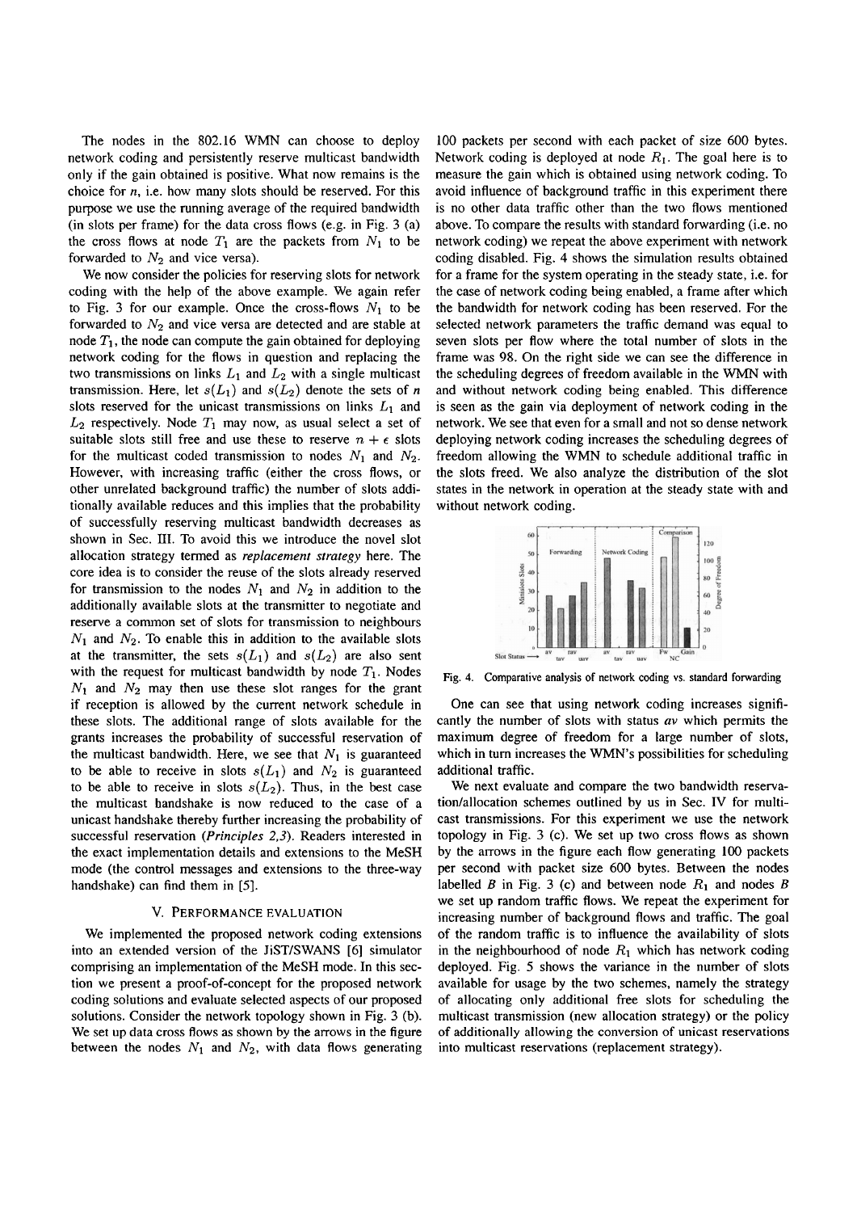The nodes in the 802.16 WMN can choose to deploy network coding and persistently reserve multicast bandwidth only if the gain obtained is positive. What now remains is the choice for $n$, i.e. how many slots should be reserved. For this purpose we use the running average of the required bandwidth (in slots per frame) for the data cross flows (e.g. in Fig. 3 (a) the cross flows at node $T_1$ are the packets from $N_1$ to be forwarded to $N_2$ and vice versa).

We now consider the policies for reserving slots for network coding with the help of the above example. We again refer to Fig. 3 for our example. Once the cross-flows $N_1$ to be forwarded to $N_2$ and vice versa are detected and are stable at node $T_1$, the node can compute the gain obtained for deploying network coding for the flows in question and replacing the two transmissions on links $L_1$ and $L_2$ with a single multicast transmission. Here, let $s(L_1)$ and $s(L_2)$ denote the sets of $n$ slots reserved for the unicast transmissions on links $L_1$ and $L_2$ respectively. Node $T_1$ may now, as usual select a set of suitable slots still free and use these to reserve $n + \epsilon$ slots for the multicast coded transmission to nodes $N_1$ and $N_2$. However, with increasing traffic (either the cross flows, or other unrelated background traffic) the number of slots additionally available reduces and this implies that the probability of successfully reserving multicast bandwidth decreases as shown in Sec. III. To avoid this we introduce the novel slot allocation strategy termed as *replacement strategy* here. The core idea is to consider the reuse of the slots already reserved for transmission to the nodes $N_1$ and $N_2$ in addition to the additionally available slots at the transmitter to negotiate and reserve a common set of slots for transmission to neighbours $N_1$ and $N_2$. To enable this in addition to the available slots at the transmitter, the sets $s(L_1)$ and $s(L_2)$ are also sent with the request for multicast bandwidth by node $T_1$. Nodes $N_1$ and $N_2$ may then use these slot ranges for the grant if reception is allowed by the current network schedule in these slots. The additional range of slots available for the grants increases the probability of successful reservation of the multicast bandwidth. Here, we see that $N_1$ is guaranteed to be able to receive in slots $s(L_1)$ and $N_2$ is guaranteed to be able to receive in slots $s(L_2)$. Thus, in the best case the multicast handshake is now reduced to the case of a unicast handshake thereby further increasing the probability of successful reservation (*Principles 2,3*). Readers interested in the exact implementation details and extensions to the MeSH mode (the control messages and extensions to the three-way handshake) can find them in [5].

## V. Performance Evaluation

We implemented the proposed network coding extensions into an extended version of the JiST/SWANS [6] simulator comprising an implementation of the MeSH mode. In this section we present a proof-of-concept for the proposed network coding solutions and evaluate selected aspects of our proposed solutions. Consider the network topology shown in Fig. 3 (b). We set up data cross flows as shown by the arrows in the figure between the nodes $N_1$ and $N_2$, with data flows generating 100 packets per second with each packet of size 600 bytes. Network coding is deployed at node $R_1$. The goal here is to measure the gain which is obtained using network coding. To avoid influence of background traffic in this experiment there is no other data traffic other than the two flows mentioned above. To compare the results with standard forwarding (i.e. no network coding) we repeat the above experiment with network coding disabled. Fig. 4 shows the simulation results obtained for a frame for the system operating in the steady state, i.e. for the case of network coding being enabled, a frame after which the bandwidth for network coding has been reserved. For the selected network parameters the traffic demand was equal to seven slots per flow where the total number of slots in the frame was 98. On the right side we can see the difference in the scheduling degrees of freedom available in the WMN with and without network coding being enabled. This difference is seen as the gain via deployment of network coding in the network. We see that even for a small and not so dense network deploying network coding increases the scheduling degrees of freedom allowing the WMN to schedule additional traffic in the slots freed. We also analyze the distribution of the slot states in the network in operation at the steady state with and without network coding.

Fig. 4. Comparative analysis of network coding vs. standard forwarding

One can see that using network coding increases significantly the number of slots with status *av* which permits the maximum degree of freedom for a large number of slots, which in turn increases the WMN's possibilities for scheduling additional traffic.

We next evaluate and compare the two bandwidth reservation/allocation schemes outlined by us in Sec. IV for multicast transmissions. For this experiment we use the network topology in Fig. 3 (c). We set up two cross flows as shown by the arrows in the figure each flow generating 100 packets per second with packet size 600 bytes. Between the nodes labelled $B$ in Fig. 3 (c) and between node $R_1$ and nodes $B$ we set up random traffic flows. We repeat the experiment for increasing number of background flows and traffic. The goal of the random traffic is to influence the availability of slots in the neighbourhood of node $R_1$ which has network coding deployed. Fig. 5 shows the variance in the number of slots available for usage by the two schemes, namely the strategy of allocating only additional free slots for scheduling the multicast transmission (new allocation strategy) or the policy of additionally allowing the conversion of unicast reservations into multicast reservations (replacement strategy).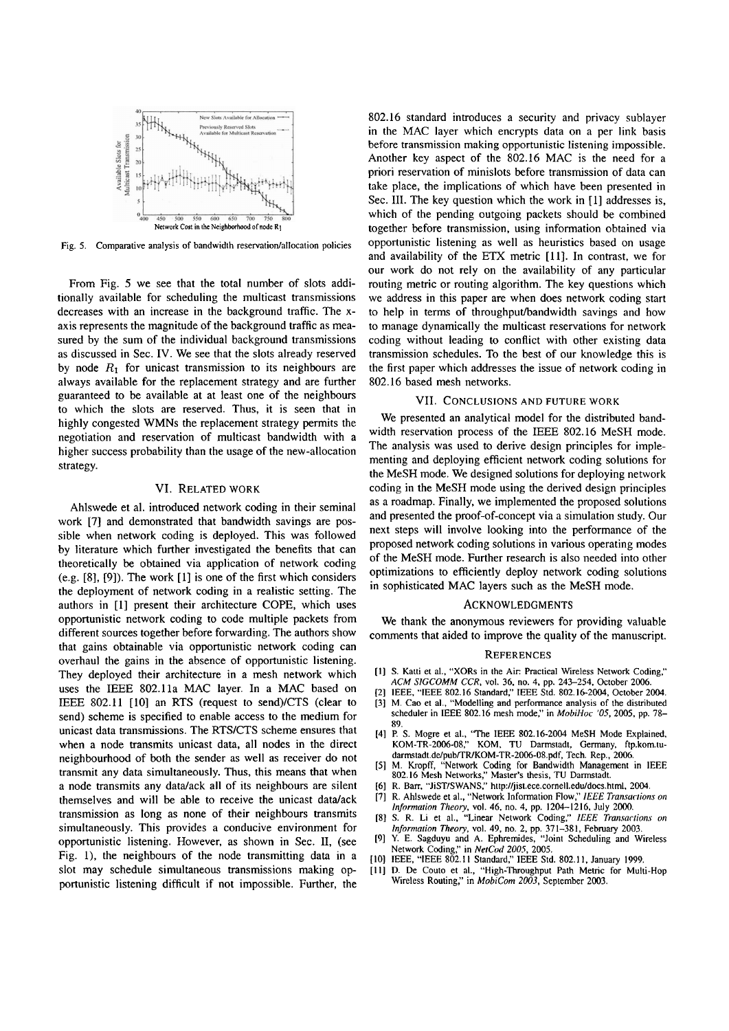40

35

30

25

20

15

10

5

0

400 450 500 550 600 650 700 750 800

New Slots Available for Allocation

Previously Reserved Slots Available for Multicast Reservation

Available Slots for Multicast Transmission

Network Cost in the Neighborhood of node $R_1$

Fig. 5. Comparative analysis of bandwidth reservation/allocation policies

From Fig. 5 we see that the total number of slots additionally available for scheduling the multicast transmissions decreases with an increase in the background traffic. The x-axis represents the magnitude of the background traffic as measured by the sum of the individual background transmissions as discussed in Sec. IV. We see that the slots already reserved by node $R_1$ for unicast transmission to its neighbours are always available for the replacement strategy and are further guaranteed to be available at at least one of the neighbours to which the slots are reserved. Thus, it is seen that in highly congested WMNs the replacement strategy permits the negotiation and reservation of multicast bandwidth with a higher success probability than the usage of the new-allocation strategy.

## VI. Related work

Ahlswede et al. introduced network coding in their seminal work [7] and demonstrated that bandwidth savings are possible when network coding is deployed. This was followed by literature which further investigated the benefits that can theoretically be obtained via application of network coding (e.g. [8], [9]). The work [1] is one of the first which considers the deployment of network coding in a realistic setting. The authors in [1] present their architecture COPE, which uses opportunistic network coding to code multiple packets from different sources together before forwarding. The authors show that gains obtainable via opportunistic network coding can overhaul the gains in the absence of opportunistic listening. They deployed their architecture in a mesh network which uses the IEEE 802.11a MAC layer. In a MAC based on IEEE 802.11 [10] an RTS (request to send)/CTS (clear to send) scheme is specified to enable access to the medium for unicast data transmissions. The RTS/CTS scheme ensures that when a node transmits unicast data, all nodes in the direct neighbourhood of both the sender as well as receiver do not transmit any data simultaneously. Thus, this means that when a node transmits any data/ack all of its neighbours are silent themselves and will be able to receive the unicast data/ack transmission as long as none of their neighbours transmits simultaneously. This provides a conducive environment for opportunistic listening. However, as shown in Sec. II, (see Fig. 1), the neighbours of the node transmitting data in a slot may schedule simultaneous transmissions making opportunistic listening difficult if not impossible. Further, the 802.16 standard introduces a security and privacy sublayer in the MAC layer which encrypts data on a per link basis before transmission making opportunistic listening impossible. Another key aspect of the 802.16 MAC is the need for a priori reservation of minislots before transmission of data can take place, the implications of which have been presented in Sec. III. The key question which the work in [1] addresses is, which of the pending outgoing packets should be combined together before transmission, using information obtained via opportunistic listening as well as heuristics based on usage and availability of the ETX metric [11]. In contrast, we for our work do not rely on the availability of any particular routing metric or routing algorithm. The key questions which we address in this paper are when does network coding start to help in terms of throughput/bandwidth savings and how to manage dynamically the multicast reservations for network coding without leading to conflict with other existing data transmission schedules. To the best of our knowledge this is the first paper which addresses the issue of network coding in 802.16 based mesh networks.

## VII. Conclusions and future work

We presented an analytical model for the distributed bandwidth reservation process of the IEEE 802.16 MeSH mode. The analysis was used to derive design principles for implementing and deploying efficient network coding solutions for the MeSH mode. We designed solutions for deploying network coding in the MeSH mode using the derived design principles as a roadmap. Finally, we implemented the proposed solutions and presented the proof-of-concept via a simulation study. Our next steps will involve looking into the performance of the proposed network coding solutions in various operating modes of the MeSH mode. Further research is also needed into other optimizations to efficiently deploy network coding solutions in sophisticated MAC layers such as the MeSH mode.

## Acknowledgments

We thank the anonymous reviewers for providing valuable comments that aided to improve the quality of the manuscript.

## References

[1] S. Katti et al., "XORs in the Air: Practical Wireless Network Coding," *ACM SIGCOMM CCR*, vol. 36, no. 4, pp. 243–254, October 2006.

[2] IEEE, "IEEE 802.16 Standard," IEEE Std. 802.16-2004, October 2004.

[3] M. Cao et al., "Modelling and performance analysis of the distributed scheduler in IEEE 802.16 mesh mode," in *MobiHoc '05*, 2005, pp. 78–89.

[4] P. S. Mogre et al., "The IEEE 802.16-2004 MeSH Mode Explained, KOM-TR-2006-08," KOM, TU Darmstadt, Germany, ftp.kom.tu-darmstadt.de/pub/TR/KOM-TR-2006-08.pdf, Tech. Rep., 2006.

[5] M. Kropff, "Network Coding for Bandwidth Management in IEEE 802.16 Mesh Networks," Master's thesis, TU Darmstadt.

[6] R. Barr, "JiST/SWANS," http://jist.ece.cornell.edu/docs.html, 2004.

[7] R. Ahlswede et al., "Network Information Flow," *IEEE Transactions on Information Theory*, vol. 46, no. 4, pp. 1204–1216, July 2000.

[8] S. R. Li et al., "Linear Network Coding," *IEEE Transactions on Information Theory*, vol. 49, no. 2, pp. 371–381, February 2003.

[9] Y. E. Sagduyu and A. Ephremides, "Joint Scheduling and Wireless Network Coding," in *NetCod 2005*, 2005.

[10] IEEE, "IEEE 802.11 Standard," IEEE Std. 802.11, January 1999.

[11] D. De Couto et al., "High-Throughput Path Metric for Multi-Hop Wireless Routing," in *MobiCom 2003*, September 2003.